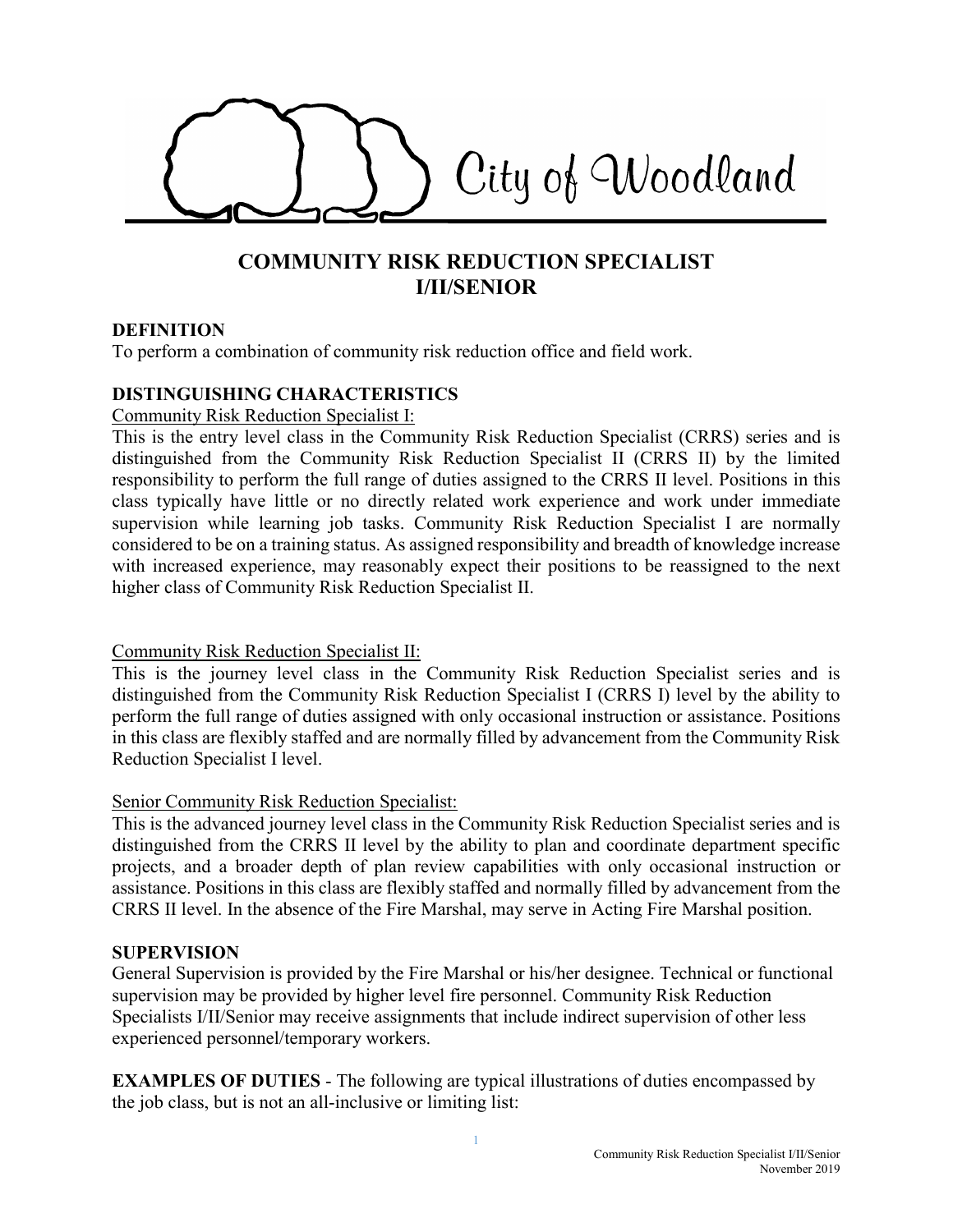City of Woodland

# COMMUNITY RISK REDUCTION SPECIALIST I/II/SENIOR

## DEFINITION

To perform a combination of community risk reduction office and field work.

## DISTINGUISHING CHARACTERISTICS

Community Risk Reduction Specialist I:

This is the entry level class in the Community Risk Reduction Specialist (CRRS) series and is distinguished from the Community Risk Reduction Specialist II (CRRS II) by the limited responsibility to perform the full range of duties assigned to the CRRS II level. Positions in this class typically have little or no directly related work experience and work under immediate supervision while learning job tasks. Community Risk Reduction Specialist I are normally considered to be on a training status. As assigned responsibility and breadth of knowledge increase with increased experience, may reasonably expect their positions to be reassigned to the next higher class of Community Risk Reduction Specialist II.

Community Risk Reduction Specialist II:

This is the journey level class in the Community Risk Reduction Specialist series and is distinguished from the Community Risk Reduction Specialist I (CRRS I) level by the ability to perform the full range of duties assigned with only occasional instruction or assistance. Positions in this class are flexibly staffed and are normally filled by advancement from the Community Risk Reduction Specialist I level.

Senior Community Risk Reduction Specialist:

This is the advanced journey level class in the Community Risk Reduction Specialist series and is distinguished from the CRRS II level by the ability to plan and coordinate department specific projects, and a broader depth of plan review capabilities with only occasional instruction or assistance. Positions in this class are flexibly staffed and normally filled by advancement from the CRRS II level. In the absence of the Fire Marshal, may serve in Acting Fire Marshal position.

## SUPERVISION

General Supervision is provided by the Fire Marshal or his/her designee. Technical or functional supervision may be provided by higher level fire personnel. Community Risk Reduction Specialists I/II/Senior may receive assignments that include indirect supervision of other less experienced personnel/temporary workers.

**EXAMPLES OF DUTIES** - The following are typical illustrations of duties encompassed by the job class, but is not an all-inclusive or limiting list: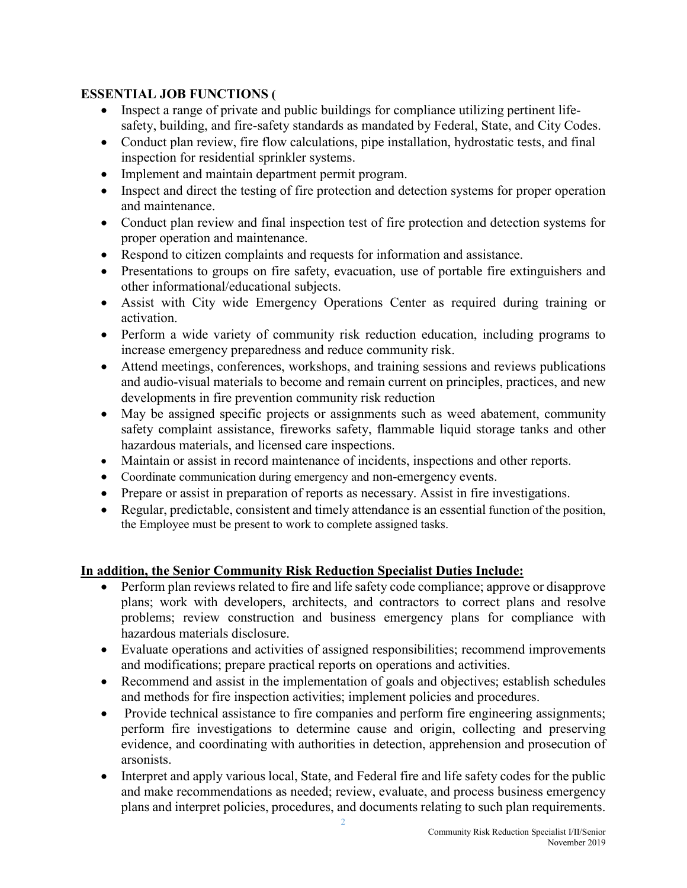**ESSENTIAL JOB FUNCTIONS (**

- Inspect a range of private and public buildings for compliance utilizing pertinent life-safety, building, and fire-safety standards as mandated by Federal, State, and City Codes.
- Conduct plan review, fire flow calculations, pipe installation, hydrostatic tests, and final inspection for residential sprinkler systems.
- Implement and maintain department permit program.
- Inspect and direct the testing of fire protection and detection systems for proper operation and maintenance.
- Conduct plan review and final inspection test of fire protection and detection systems for proper operation and maintenance.
- Respond to citizen complaints and requests for information and assistance.
- Presentations to groups on fire safety, evacuation, use of portable fire extinguishers and other informational/educational subjects.
- Assist with City wide Emergency Operations Center as required during training or activation.
- Perform a wide variety of community risk reduction education, including programs to increase emergency preparedness and reduce community risk.
- Attend meetings, conferences, workshops, and training sessions and reviews publications and audio-visual materials to become and remain current on principles, practices, and new developments in fire prevention community risk reduction
- May be assigned specific projects or assignments such as weed abatement, community safety complaint assistance, fireworks safety, flammable liquid storage tanks and other hazardous materials, and licensed care inspections.
- Maintain or assist in record maintenance of incidents, inspections and other reports.
- Coordinate communication during emergency and non-emergency events.
- Prepare or assist in preparation of reports as necessary. Assist in fire investigations.
- Regular, predictable, consistent and timely attendance is an essential function of the position, the Employee must be present to work to complete assigned tasks.

**<u>In addition, the Senior Community Risk Reduction Specialist Duties Include:</u>**

- Perform plan reviews related to fire and life safety code compliance; approve or disapprove plans; work with developers, architects, and contractors to correct plans and resolve problems; review construction and business emergency plans for compliance with hazardous materials disclosure.
- Evaluate operations and activities of assigned responsibilities; recommend improvements and modifications; prepare practical reports on operations and activities.
- Recommend and assist in the implementation of goals and objectives; establish schedules and methods for fire inspection activities; implement policies and procedures.
- Provide technical assistance to fire companies and perform fire engineering assignments; perform fire investigations to determine cause and origin, collecting and preserving evidence, and coordinating with authorities in detection, apprehension and prosecution of arsonists.
- Interpret and apply various local, State, and Federal fire and life safety codes for the public and make recommendations as needed; review, evaluate, and process business emergency plans and interpret policies, procedures, and documents relating to such plan requirements.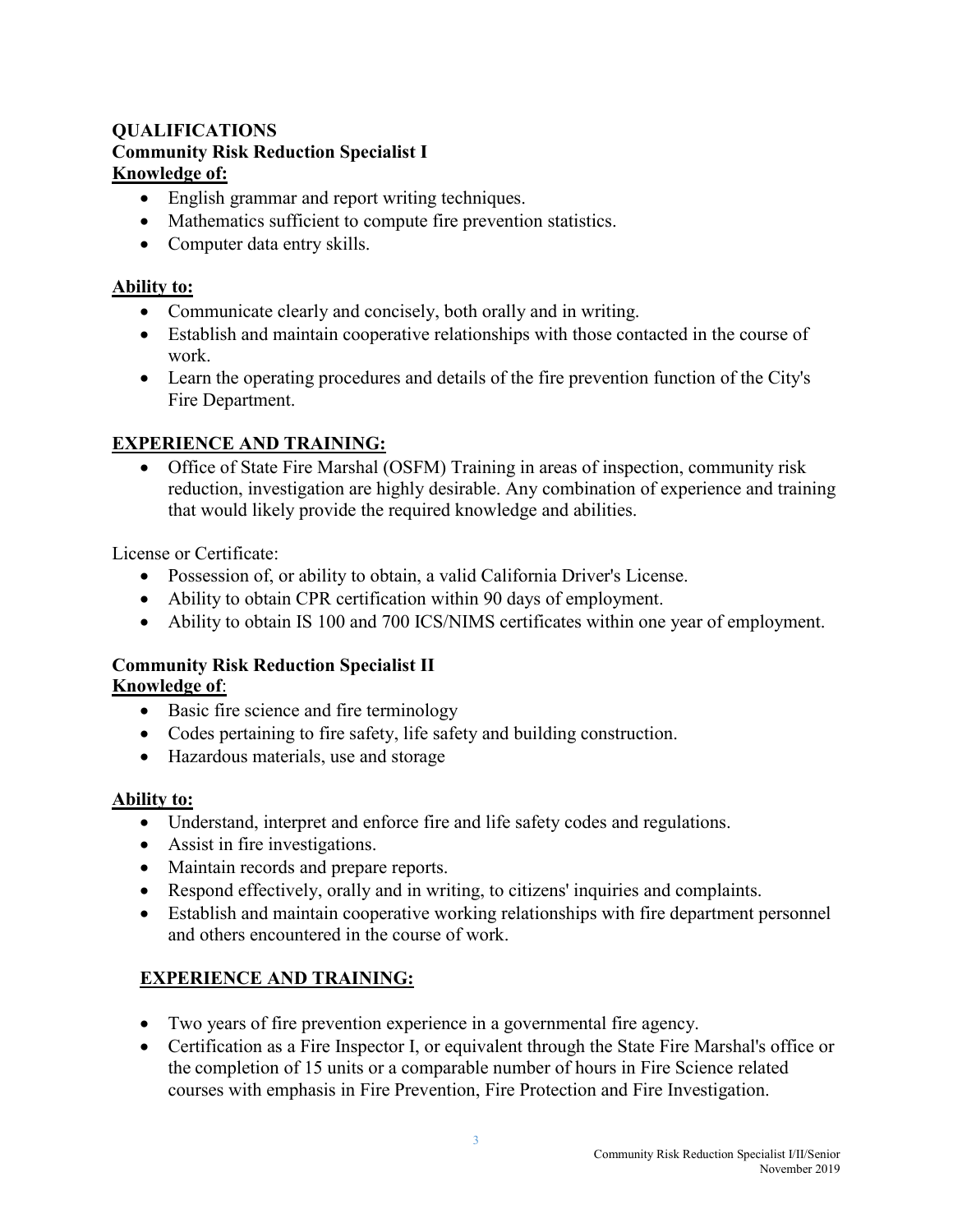## QUALIFICATIONS

### Community Risk Reduction Specialist I

**Knowledge of:**

- English grammar and report writing techniques.
- Mathematics sufficient to compute fire prevention statistics.
- Computer data entry skills.

**Ability to:**

- Communicate clearly and concisely, both orally and in writing.
- Establish and maintain cooperative relationships with those contacted in the course of work.
- Learn the operating procedures and details of the fire prevention function of the City's Fire Department.

**EXPERIENCE AND TRAINING:**

- Office of State Fire Marshal (OSFM) Training in areas of inspection, community risk reduction, investigation are highly desirable. Any combination of experience and training that would likely provide the required knowledge and abilities.

License or Certificate:

- Possession of, or ability to obtain, a valid California Driver's License.
- Ability to obtain CPR certification within 90 days of employment.
- Ability to obtain IS 100 and 700 ICS/NIMS certificates within one year of employment.

### Community Risk Reduction Specialist II

**Knowledge of**:

- Basic fire science and fire terminology
- Codes pertaining to fire safety, life safety and building construction.
- Hazardous materials, use and storage

**Ability to:**

- Understand, interpret and enforce fire and life safety codes and regulations.
- Assist in fire investigations.
- Maintain records and prepare reports.
- Respond effectively, orally and in writing, to citizens' inquiries and complaints.
- Establish and maintain cooperative working relationships with fire department personnel and others encountered in the course of work.

**EXPERIENCE AND TRAINING:**

- Two years of fire prevention experience in a governmental fire agency.
- Certification as a Fire Inspector I, or equivalent through the State Fire Marshal's office or the completion of 15 units or a comparable number of hours in Fire Science related courses with emphasis in Fire Prevention, Fire Protection and Fire Investigation.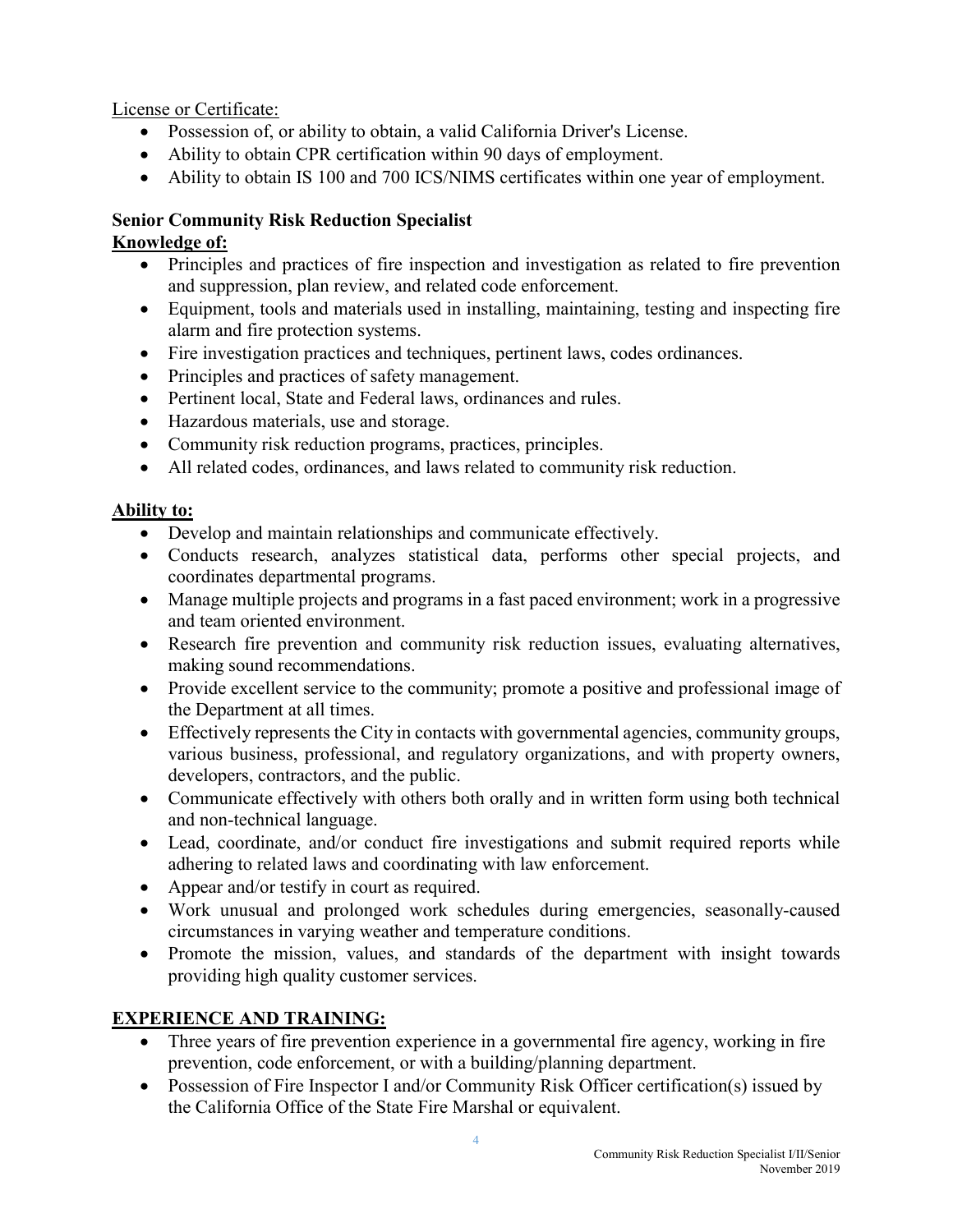<u>License or Certificate:</u>

- Possession of, or ability to obtain, a valid California Driver's License.
- Ability to obtain CPR certification within 90 days of employment.
- Ability to obtain IS 100 and 700 ICS/NIMS certificates within one year of employment.

**Senior Community Risk Reduction Specialist**

**<u>Knowledge of:</u>**

- Principles and practices of fire inspection and investigation as related to fire prevention and suppression, plan review, and related code enforcement.
- Equipment, tools and materials used in installing, maintaining, testing and inspecting fire alarm and fire protection systems.
- Fire investigation practices and techniques, pertinent laws, codes ordinances.
- Principles and practices of safety management.
- Pertinent local, State and Federal laws, ordinances and rules.
- Hazardous materials, use and storage.
- Community risk reduction programs, practices, principles.
- All related codes, ordinances, and laws related to community risk reduction.

**<u>Ability to:</u>**

- Develop and maintain relationships and communicate effectively.
- Conducts research, analyzes statistical data, performs other special projects, and coordinates departmental programs.
- Manage multiple projects and programs in a fast paced environment; work in a progressive and team oriented environment.
- Research fire prevention and community risk reduction issues, evaluating alternatives, making sound recommendations.
- Provide excellent service to the community; promote a positive and professional image of the Department at all times.
- Effectively represents the City in contacts with governmental agencies, community groups, various business, professional, and regulatory organizations, and with property owners, developers, contractors, and the public.
- Communicate effectively with others both orally and in written form using both technical and non-technical language.
- Lead, coordinate, and/or conduct fire investigations and submit required reports while adhering to related laws and coordinating with law enforcement.
- Appear and/or testify in court as required.
- Work unusual and prolonged work schedules during emergencies, seasonally-caused circumstances in varying weather and temperature conditions.
- Promote the mission, values, and standards of the department with insight towards providing high quality customer services.

## <u>EXPERIENCE AND TRAINING:</u>

- Three years of fire prevention experience in a governmental fire agency, working in fire prevention, code enforcement, or with a building/planning department.
- Possession of Fire Inspector I and/or Community Risk Officer certification(s) issued by the California Office of the State Fire Marshal or equivalent.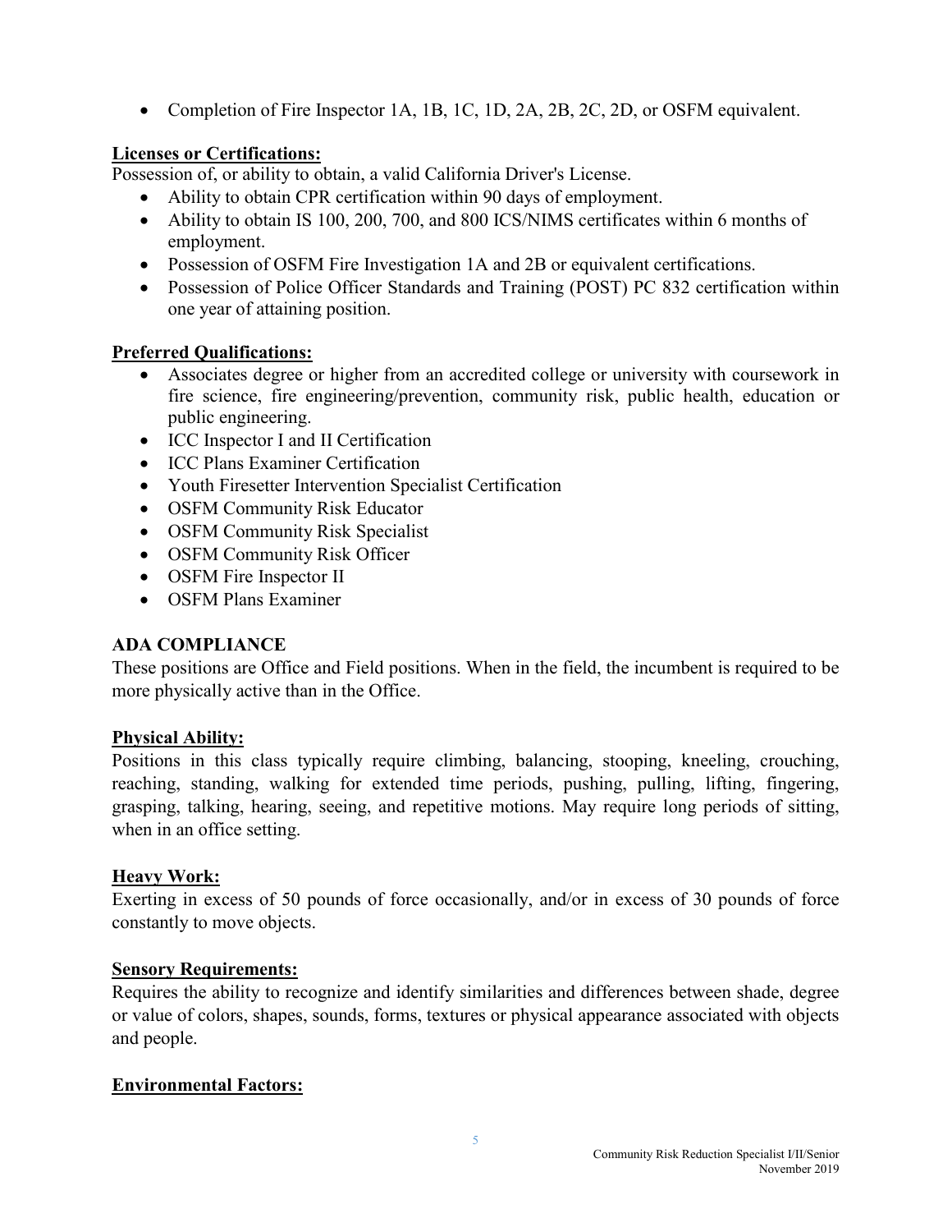- Completion of Fire Inspector 1A, 1B, 1C, 1D, 2A, 2B, 2C, 2D, or OSFM equivalent.

**Licenses or Certifications:**

Possession of, or ability to obtain, a valid California Driver's License.

- Ability to obtain CPR certification within 90 days of employment.
- Ability to obtain IS 100, 200, 700, and 800 ICS/NIMS certificates within 6 months of employment.
- Possession of OSFM Fire Investigation 1A and 2B or equivalent certifications.
- Possession of Police Officer Standards and Training (POST) PC 832 certification within one year of attaining position.

**Preferred Qualifications:**

- Associates degree or higher from an accredited college or university with coursework in fire science, fire engineering/prevention, community risk, public health, education or public engineering.
- ICC Inspector I and II Certification
- ICC Plans Examiner Certification
- Youth Firesetter Intervention Specialist Certification
- OSFM Community Risk Educator
- OSFM Community Risk Specialist
- OSFM Community Risk Officer
- OSFM Fire Inspector II
- OSFM Plans Examiner

## ADA COMPLIANCE

These positions are Office and Field positions. When in the field, the incumbent is required to be more physically active than in the Office.

**Physical Ability:**

Positions in this class typically require climbing, balancing, stooping, kneeling, crouching, reaching, standing, walking for extended time periods, pushing, pulling, lifting, fingering, grasping, talking, hearing, seeing, and repetitive motions. May require long periods of sitting, when in an office setting.

**Heavy Work:**

Exerting in excess of 50 pounds of force occasionally, and/or in excess of 30 pounds of force constantly to move objects.

**Sensory Requirements:**

Requires the ability to recognize and identify similarities and differences between shade, degree or value of colors, shapes, sounds, forms, textures or physical appearance associated with objects and people.

**Environmental Factors:**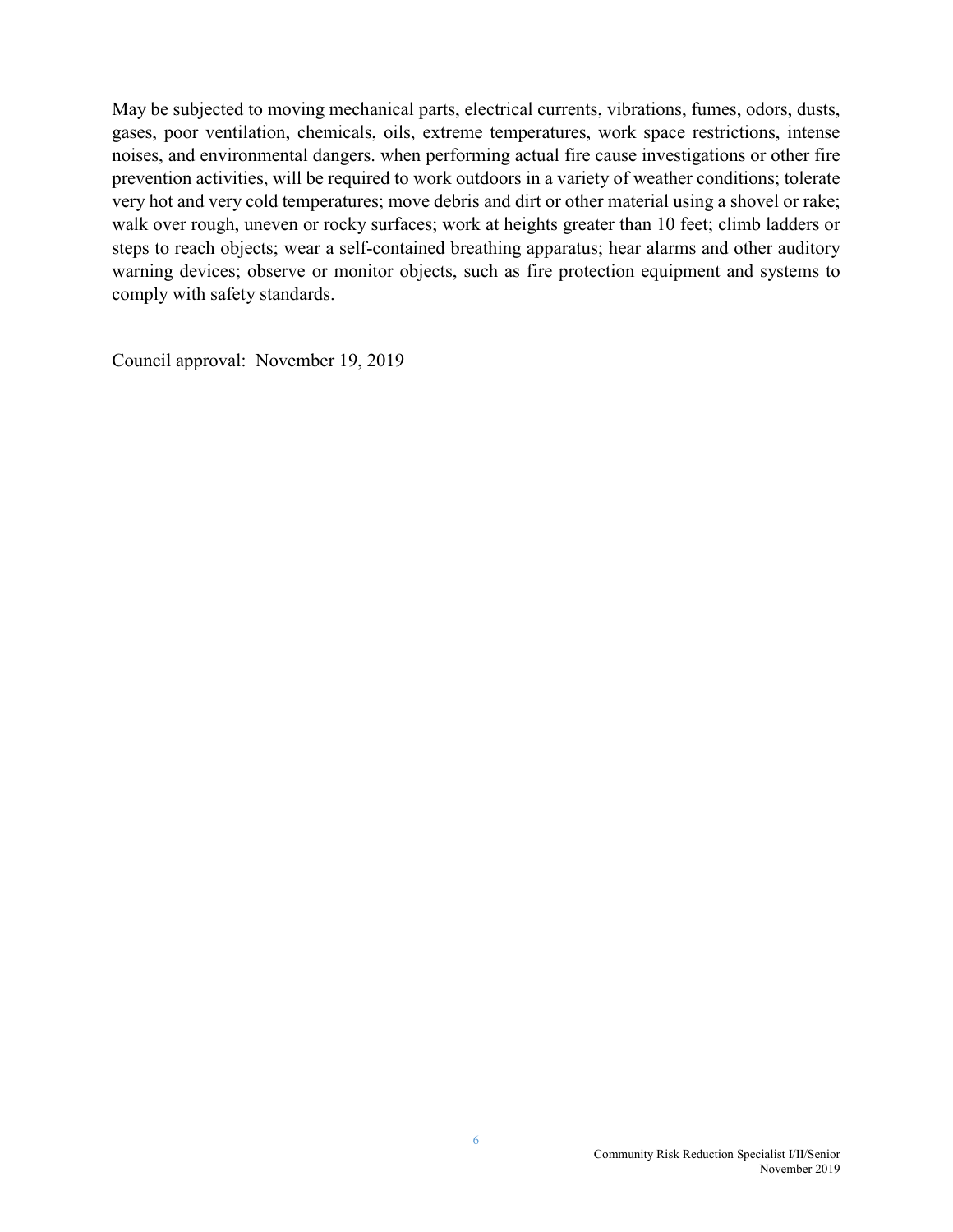May be subjected to moving mechanical parts, electrical currents, vibrations, fumes, odors, dusts, gases, poor ventilation, chemicals, oils, extreme temperatures, work space restrictions, intense noises, and environmental dangers. when performing actual fire cause investigations or other fire prevention activities, will be required to work outdoors in a variety of weather conditions; tolerate very hot and very cold temperatures; move debris and dirt or other material using a shovel or rake; walk over rough, uneven or rocky surfaces; work at heights greater than 10 feet; climb ladders or steps to reach objects; wear a self-contained breathing apparatus; hear alarms and other auditory warning devices; observe or monitor objects, such as fire protection equipment and systems to comply with safety standards.

Council approval: November 19, 2019